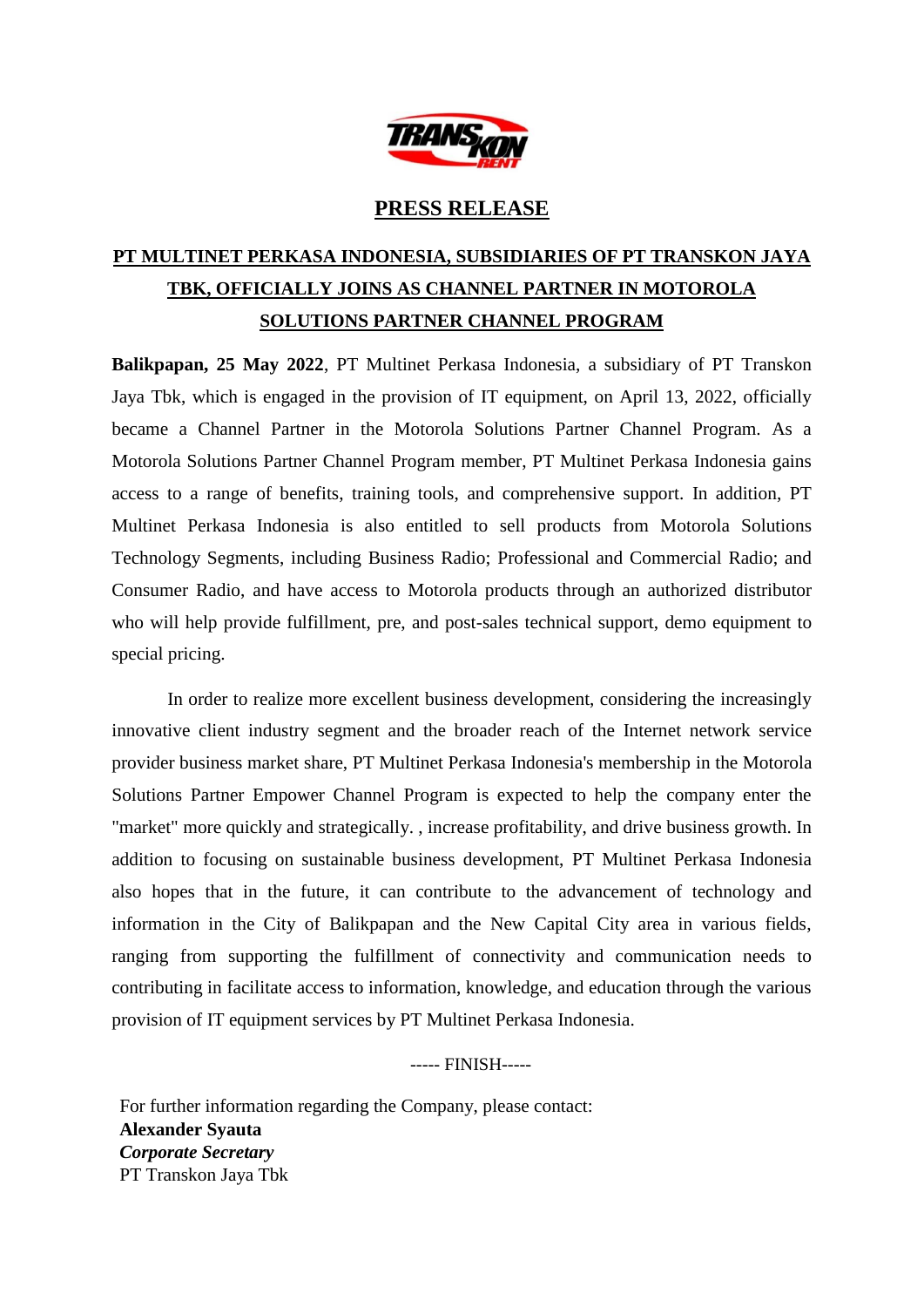# PRESS RELEASE

## PT MULTINET PERKASA INDONESIA, SUBSIDIARIES OF PT TRANSKON JAYA TBK, OFFICIALLY JOINS AS CHANNEL PARTNER IN MOTOROLA SOLUTIONS PARTNER CHANNEL PROGRAM

**Balikpapan, 25 May 2022**, PT Multinet Perkasa Indonesia, a subsidiary of PT Transkon Jaya Tbk, which is engaged in the provision of IT equipment, on April 13, 2022, officially became a Channel Partner in the Motorola Solutions Partner Channel Program. As a Motorola Solutions Partner Channel Program member, PT Multinet Perkasa Indonesia gains access to a range of benefits, training tools, and comprehensive support. In addition, PT Multinet Perkasa Indonesia is also entitled to sell products from Motorola Solutions Technology Segments, including Business Radio; Professional and Commercial Radio; and Consumer Radio, and have access to Motorola products through an authorized distributor who will help provide fulfillment, pre, and post-sales technical support, demo equipment to special pricing.

In order to realize more excellent business development, considering the increasingly innovative client industry segment and the broader reach of the Internet network service provider business market share, PT Multinet Perkasa Indonesia's membership in the Motorola Solutions Partner Empower Channel Program is expected to help the company enter the "market" more quickly and strategically. , increase profitability, and drive business growth. In addition to focusing on sustainable business development, PT Multinet Perkasa Indonesia also hopes that in the future, it can contribute to the advancement of technology and information in the City of Balikpapan and the New Capital City area in various fields, ranging from supporting the fulfillment of connectivity and communication needs to contributing in facilitate access to information, knowledge, and education through the various provision of IT equipment services by PT Multinet Perkasa Indonesia.

----- FINISH-----

For further information regarding the Company, please contact:
**Alexander Syauta**
***Corporate Secretary***
PT Transkon Jaya Tbk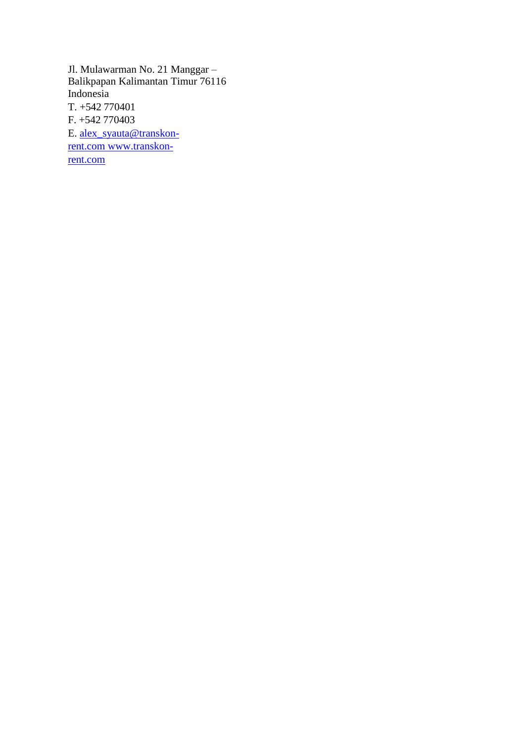Jl. Mulawarman No. 21 Manggar –
Balikpapan Kalimantan Timur 76116
Indonesia
T. +542 770401
F. +542 770403
E. alex_syauta@transkon-rent.com www.transkon-rent.com